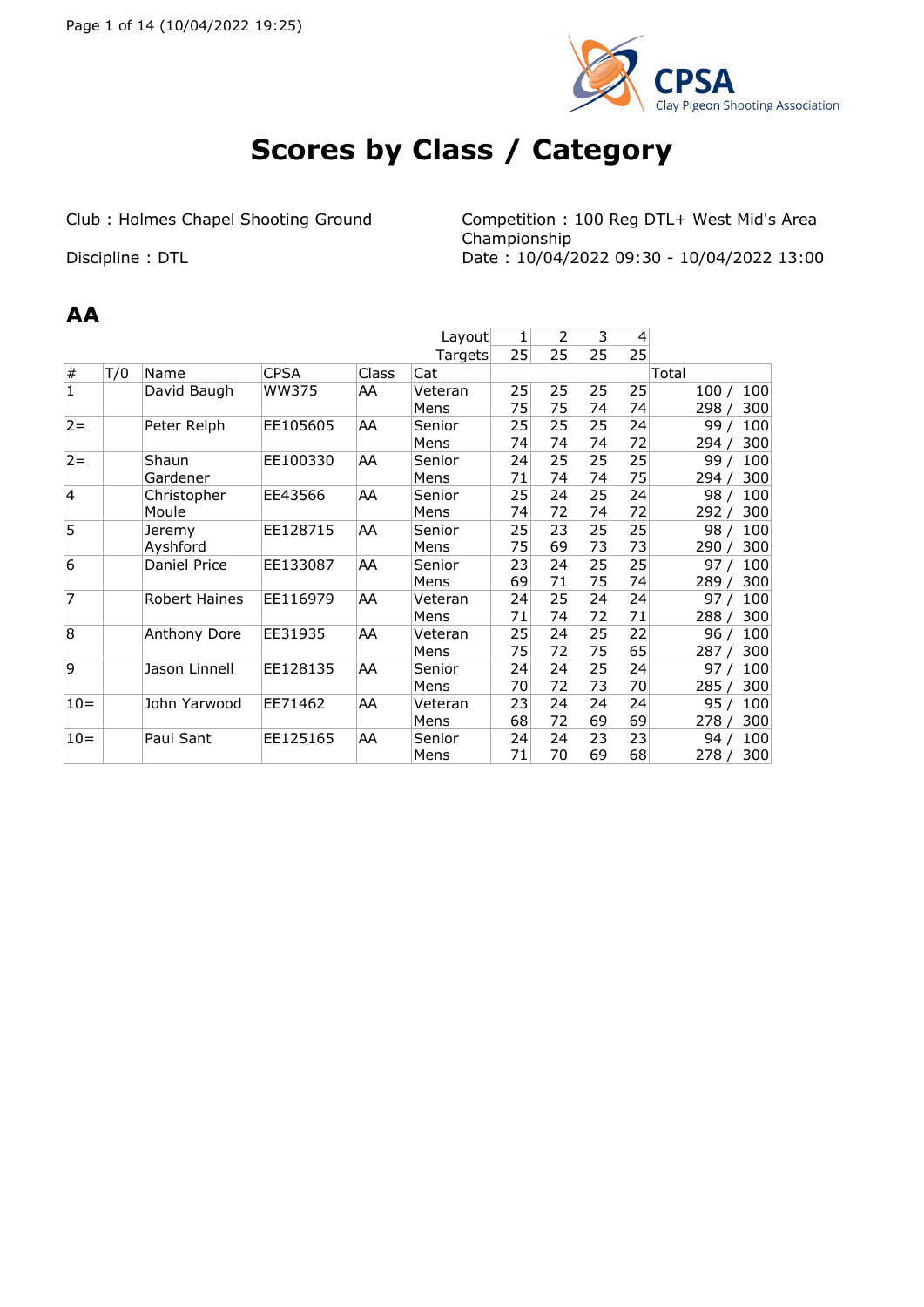# Scores by Class / Category

Club : Holmes Chapel Shooting Ground

Discipline : DTL

Competition : 100 Reg DTL+ West Mid's Area Championship

Date : 10/04/2022 09:30 - 10/04/2022 13:00

## AA

| | | | | | Layout | 1 | 2 | 3 | 4 | |
|---|---|---|---|---|---|---|---|---|---|---|
| | | | | | Targets | 25 | 25 | 25 | 25 | |
| # | T/0 | Name | CPSA | Class | Cat | | | | | Total |
| 1 | | David Baugh | WW375 | AA | Veteran Mens | 25<br>75 | 25<br>75 | 25<br>74 | 25<br>74 | 100 / 100<br>298 / 300 |
| 2= | | Peter Relph | EE105605 | AA | Senior Mens | 25<br>74 | 25<br>74 | 25<br>74 | 24<br>72 | 99 / 100<br>294 / 300 |
| 2= | | Shaun Gardener | EE100330 | AA | Senior Mens | 24<br>71 | 25<br>74 | 25<br>74 | 25<br>75 | 99 / 100<br>294 / 300 |
| 4 | | Christopher Moule | EE43566 | AA | Senior Mens | 25<br>74 | 24<br>72 | 25<br>74 | 24<br>72 | 98 / 100<br>292 / 300 |
| 5 | | Jeremy Ayshford | EE128715 | AA | Senior Mens | 25<br>75 | 23<br>69 | 25<br>73 | 25<br>73 | 98 / 100<br>290 / 300 |
| 6 | | Daniel Price | EE133087 | AA | Senior Mens | 23<br>69 | 24<br>71 | 25<br>75 | 25<br>74 | 97 / 100<br>289 / 300 |
| 7 | | Robert Haines | EE116979 | AA | Veteran Mens | 24<br>71 | 25<br>74 | 24<br>72 | 24<br>71 | 97 / 100<br>288 / 300 |
| 8 | | Anthony Dore | EE31935 | AA | Veteran Mens | 25<br>75 | 24<br>72 | 25<br>75 | 22<br>65 | 96 / 100<br>287 / 300 |
| 9 | | Jason Linnell | EE128135 | AA | Senior Mens | 24<br>70 | 24<br>72 | 25<br>73 | 24<br>70 | 97 / 100<br>285 / 300 |
| 10= | | John Yarwood | EE71462 | AA | Veteran Mens | 23<br>68 | 24<br>72 | 24<br>69 | 24<br>69 | 95 / 100<br>278 / 300 |
| 10= | | Paul Sant | EE125165 | AA | Senior Mens | 24<br>71 | 24<br>70 | 23<br>69 | 23<br>68 | 94 / 100<br>278 / 300 |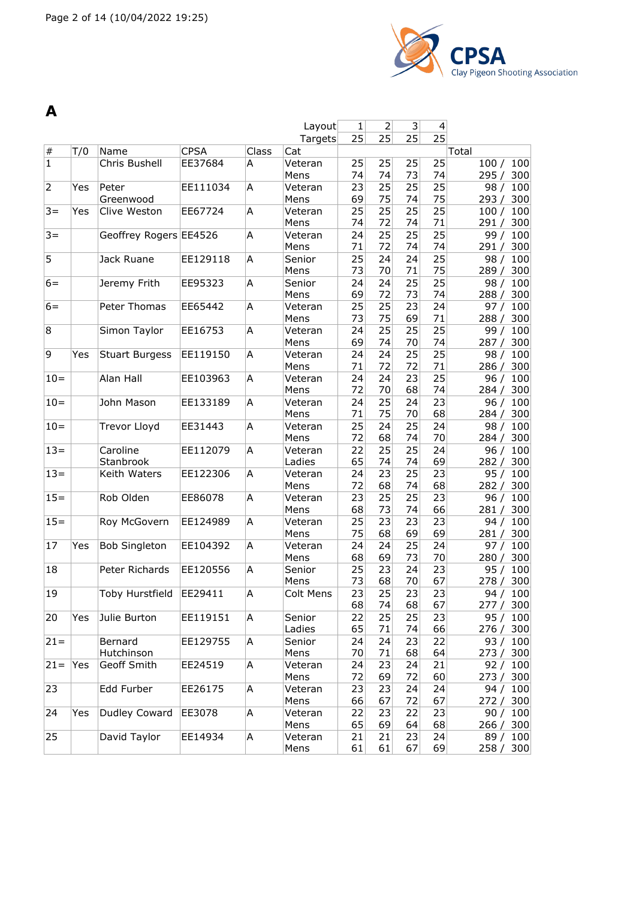# A

|  |  |  |  |  | Layout | 1 | 2 | 3 | 4 |  |
|---|---|---|---|---|---|---|---|---|---|---|
|  |  |  |  |  | Targets | 25 | 25 | 25 | 25 |  |
| # | T/0 | Name | CPSA | Class | Cat |  |  |  |  | Total |
| 1 |  | Chris Bushell | EE37684 | A | Veteran Mens | 25<br>74 | 25<br>74 | 25<br>73 | 25<br>74 | 100 / 100<br>295 / 300 |
| 2 | Yes | Peter Greenwood | EE111034 | A | Veteran Mens | 23<br>69 | 25<br>75 | 25<br>74 | 25<br>75 | 98 / 100<br>293 / 300 |
| 3= | Yes | Clive Weston | EE67724 | A | Veteran Mens | 25<br>74 | 25<br>72 | 25<br>74 | 25<br>71 | 100 / 100<br>291 / 300 |
| 3= |  | Geoffrey Rogers | EE4526 | A | Veteran Mens | 24<br>71 | 25<br>72 | 25<br>74 | 25<br>74 | 99 / 100<br>291 / 300 |
| 5 |  | Jack Ruane | EE129118 | A | Senior Mens | 25<br>73 | 24<br>70 | 24<br>71 | 25<br>75 | 98 / 100<br>289 / 300 |
| 6= |  | Jeremy Frith | EE95323 | A | Senior Mens | 24<br>69 | 24<br>72 | 25<br>73 | 25<br>74 | 98 / 100<br>288 / 300 |
| 6= |  | Peter Thomas | EE65442 | A | Veteran Mens | 25<br>73 | 25<br>75 | 23<br>69 | 24<br>71 | 97 / 100<br>288 / 300 |
| 8 |  | Simon Taylor | EE16753 | A | Veteran Mens | 24<br>69 | 25<br>74 | 25<br>70 | 25<br>74 | 99 / 100<br>287 / 300 |
| 9 | Yes | Stuart Burgess | EE119150 | A | Veteran Mens | 24<br>71 | 24<br>72 | 25<br>72 | 25<br>71 | 98 / 100<br>286 / 300 |
| 10= |  | Alan Hall | EE103963 | A | Veteran Mens | 24<br>72 | 24<br>70 | 23<br>68 | 25<br>74 | 96 / 100<br>284 / 300 |
| 10= |  | John Mason | EE133189 | A | Veteran Mens | 24<br>71 | 25<br>75 | 24<br>70 | 23<br>68 | 96 / 100<br>284 / 300 |
| 10= |  | Trevor Lloyd | EE31443 | A | Veteran Mens | 25<br>72 | 24<br>68 | 25<br>74 | 24<br>70 | 98 / 100<br>284 / 300 |
| 13= |  | Caroline Stanbrook | EE112079 | A | Veteran Ladies | 22<br>65 | 25<br>74 | 25<br>74 | 24<br>69 | 96 / 100<br>282 / 300 |
| 13= |  | Keith Waters | EE122306 | A | Veteran Mens | 24<br>72 | 23<br>68 | 25<br>74 | 23<br>68 | 95 / 100<br>282 / 300 |
| 15= |  | Rob Olden | EE86078 | A | Veteran Mens | 23<br>68 | 25<br>73 | 25<br>74 | 23<br>66 | 96 / 100<br>281 / 300 |
| 15= |  | Roy McGovern | EE124989 | A | Veteran Mens | 25<br>75 | 23<br>68 | 23<br>69 | 23<br>69 | 94 / 100<br>281 / 300 |
| 17 | Yes | Bob Singleton | EE104392 | A | Veteran Mens | 24<br>68 | 24<br>69 | 25<br>73 | 24<br>70 | 97 / 100<br>280 / 300 |
| 18 |  | Peter Richards | EE120556 | A | Senior Mens | 25<br>73 | 23<br>68 | 24<br>70 | 23<br>67 | 95 / 100<br>278 / 300 |
| 19 |  | Toby Hurstfield | EE29411 | A | Colt Mens | 23<br>68 | 25<br>74 | 23<br>68 | 23<br>67 | 94 / 100<br>277 / 300 |
| 20 | Yes | Julie Burton | EE119151 | A | Senior Ladies | 22<br>65 | 25<br>71 | 25<br>74 | 23<br>66 | 95 / 100<br>276 / 300 |
| 21= |  | Bernard Hutchinson | EE129755 | A | Senior Mens | 24<br>70 | 24<br>71 | 23<br>68 | 22<br>64 | 93 / 100<br>273 / 300 |
| 21= | Yes | Geoff Smith | EE24519 | A | Veteran Mens | 24<br>72 | 23<br>69 | 24<br>72 | 21<br>60 | 92 / 100<br>273 / 300 |
| 23 |  | Edd Furber | EE26175 | A | Veteran Mens | 23<br>66 | 23<br>67 | 24<br>72 | 24<br>67 | 94 / 100<br>272 / 300 |
| 24 | Yes | Dudley Coward | EE3078 | A | Veteran Mens | 22<br>65 | 23<br>69 | 22<br>64 | 23<br>68 | 90 / 100<br>266 / 300 |
| 25 |  | David Taylor | EE14934 | A | Veteran Mens | 21<br>61 | 21<br>61 | 23<br>67 | 24<br>69 | 89 / 100<br>258 / 300 |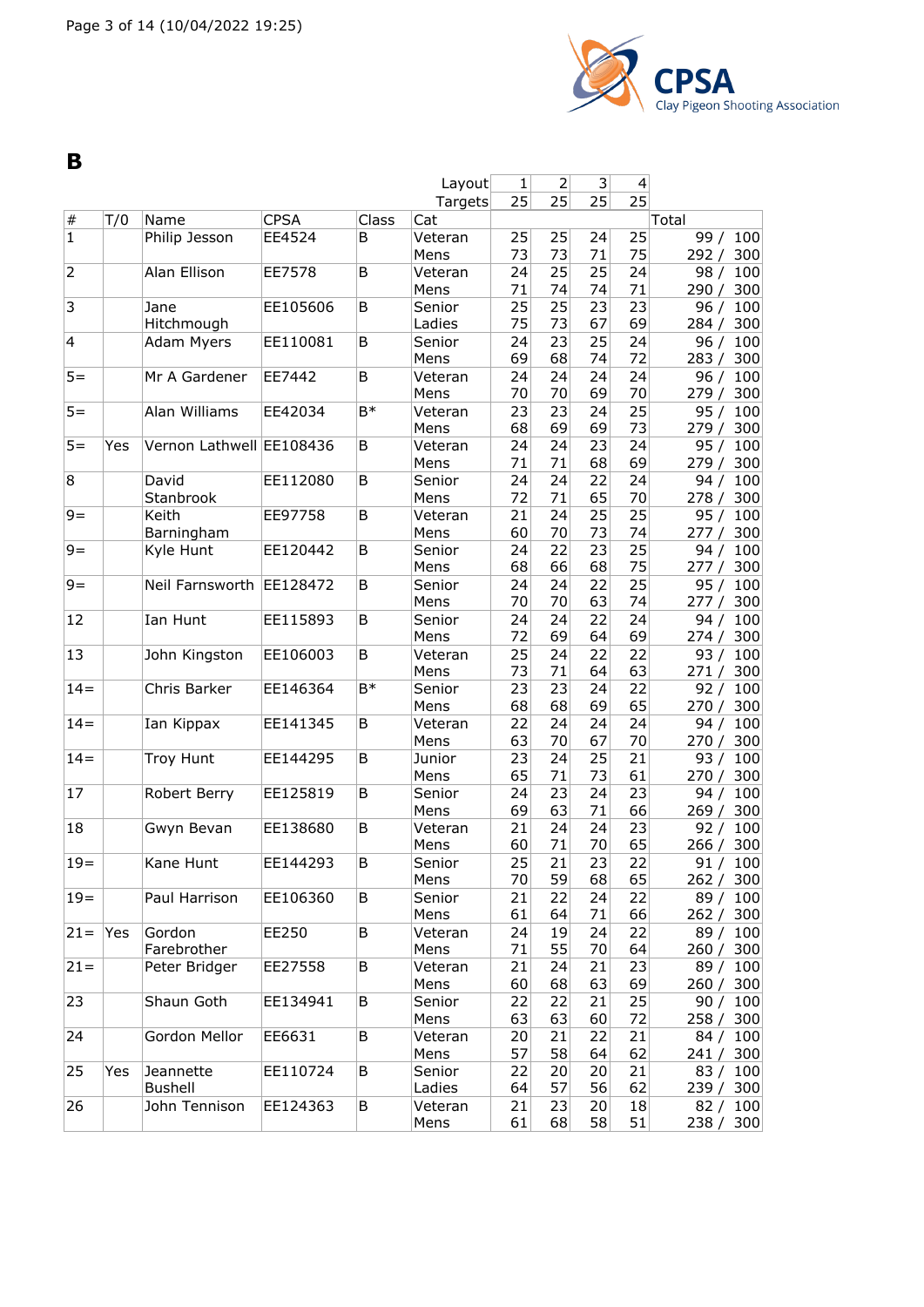# B

| # | T/0 | Name | CPSA | Class | Cat | Layout 1 | 2 | 3 | 4 | Total |
|---|---|---|---|---|---|---|---|---|---|---|
| | | | | | Targets | 25 | 25 | 25 | 25 | |
| 1 | | Philip Jesson | EE4524 | B | Veteran Mens | 25 73 | 25 73 | 24 71 | 25 75 | 99 / 100 292 / 300 |
| 2 | | Alan Ellison | EE7578 | B | Veteran Mens | 24 71 | 25 74 | 25 74 | 24 71 | 98 / 100 290 / 300 |
| 3 | | Jane Hitchmough | EE105606 | B | Senior Ladies | 25 75 | 25 73 | 23 67 | 23 69 | 96 / 100 284 / 300 |
| 4 | | Adam Myers | EE110081 | B | Senior Mens | 24 69 | 23 68 | 25 74 | 24 72 | 96 / 100 283 / 300 |
| 5= | | Mr A Gardener | EE7442 | B | Veteran Mens | 24 70 | 24 70 | 24 69 | 24 70 | 96 / 100 279 / 300 |
| 5= | | Alan Williams | EE42034 | B* | Veteran Mens | 23 68 | 23 69 | 24 69 | 25 73 | 95 / 100 279 / 300 |
| 5= | Yes | Vernon Lathwell | EE108436 | B | Veteran Mens | 24 71 | 24 71 | 23 68 | 24 69 | 95 / 100 279 / 300 |
| 8 | | David Stanbrook | EE112080 | B | Senior Mens | 24 72 | 24 71 | 22 65 | 24 70 | 94 / 100 278 / 300 |
| 9= | | Keith Barningham | EE97758 | B | Veteran Mens | 21 60 | 24 70 | 25 73 | 25 74 | 95 / 100 277 / 300 |
| 9= | | Kyle Hunt | EE120442 | B | Senior Mens | 24 68 | 22 66 | 23 68 | 25 75 | 94 / 100 277 / 300 |
| 9= | | Neil Farnsworth | EE128472 | B | Senior Mens | 24 70 | 24 70 | 22 63 | 25 74 | 95 / 100 277 / 300 |
| 12 | | Ian Hunt | EE115893 | B | Senior Mens | 24 72 | 24 69 | 22 64 | 24 69 | 94 / 100 274 / 300 |
| 13 | | John Kingston | EE106003 | B | Veteran Mens | 25 73 | 24 71 | 22 64 | 22 63 | 93 / 100 271 / 300 |
| 14= | | Chris Barker | EE146364 | B* | Senior Mens | 23 68 | 23 68 | 24 69 | 22 65 | 92 / 100 270 / 300 |
| 14= | | Ian Kippax | EE141345 | B | Veteran Mens | 22 63 | 24 70 | 24 67 | 24 70 | 94 / 100 270 / 300 |
| 14= | | Troy Hunt | EE144295 | B | Junior Mens | 23 65 | 24 71 | 25 73 | 21 61 | 93 / 100 270 / 300 |
| 17 | | Robert Berry | EE125819 | B | Senior Mens | 24 69 | 23 63 | 24 71 | 23 66 | 94 / 100 269 / 300 |
| 18 | | Gwyn Bevan | EE138680 | B | Veteran Mens | 21 60 | 24 71 | 24 70 | 23 65 | 92 / 100 266 / 300 |
| 19= | | Kane Hunt | EE144293 | B | Senior Mens | 25 70 | 21 59 | 23 68 | 22 65 | 91 / 100 262 / 300 |
| 19= | | Paul Harrison | EE106360 | B | Senior Mens | 21 61 | 22 64 | 24 71 | 22 66 | 89 / 100 262 / 300 |
| 21= | Yes | Gordon Farebrother | EE250 | B | Veteran Mens | 24 71 | 19 55 | 24 70 | 22 64 | 89 / 100 260 / 300 |
| 21= | | Peter Bridger | EE27558 | B | Veteran Mens | 21 60 | 24 68 | 21 63 | 23 69 | 89 / 100 260 / 300 |
| 23 | | Shaun Goth | EE134941 | B | Senior Mens | 22 63 | 22 63 | 21 60 | 25 72 | 90 / 100 258 / 300 |
| 24 | | Gordon Mellor | EE6631 | B | Veteran Mens | 20 57 | 21 58 | 22 64 | 21 62 | 84 / 100 241 / 300 |
| 25 | Yes | Jeannette Bushell | EE110724 | B | Senior Ladies | 22 64 | 20 57 | 20 56 | 21 62 | 83 / 100 239 / 300 |
| 26 | | John Tennison | EE124363 | B | Veteran Mens | 21 61 | 23 68 | 20 58 | 18 51 | 82 / 100 238 / 300 |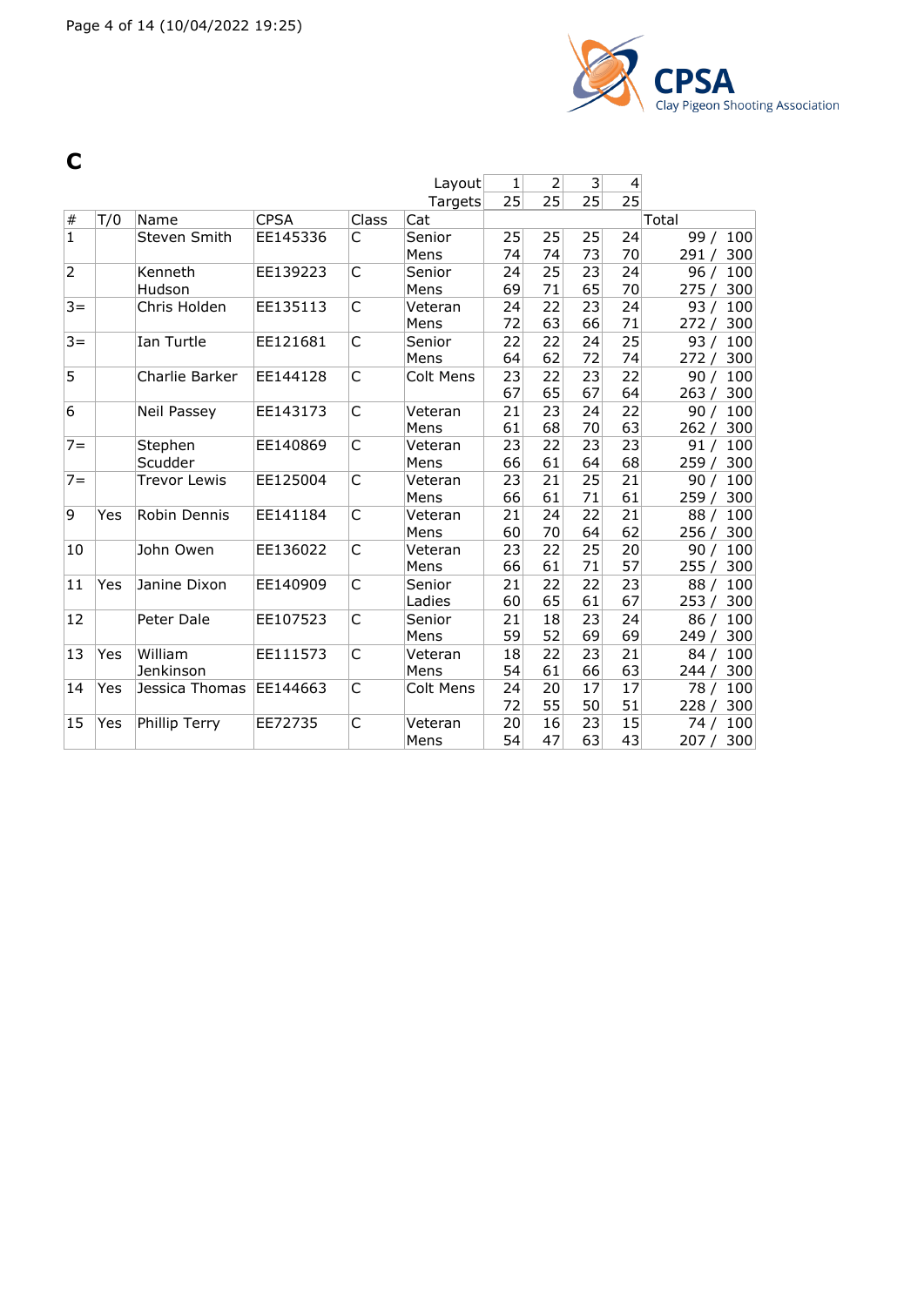# C

| # | T/0 | Name | CPSA | Class | Cat | 1 | 2 | 3 | 4 | Total |
|---|---|---|---|---|---|---|---|---|---|---|
| | | | | | Layout | 1 | 2 | 3 | 4 | |
| | | | | | Targets | 25 | 25 | 25 | 25 | |
| 1 | | Steven Smith | EE145336 | C | Senior Mens | 25 / 74 | 25 / 74 | 25 / 73 | 24 / 70 | 99 / 100 291 / 300 |
| 2 | | Kenneth Hudson | EE139223 | C | Senior Mens | 24 / 69 | 25 / 71 | 23 / 65 | 24 / 70 | 96 / 100 275 / 300 |
| 3= | | Chris Holden | EE135113 | C | Veteran Mens | 24 / 72 | 22 / 63 | 23 / 66 | 24 / 71 | 93 / 100 272 / 300 |
| 3= | | Ian Turtle | EE121681 | C | Senior Mens | 22 / 64 | 22 / 62 | 24 / 72 | 25 / 74 | 93 / 100 272 / 300 |
| 5 | | Charlie Barker | EE144128 | C | Colt Mens | 23 / 67 | 22 / 65 | 23 / 67 | 22 / 64 | 90 / 100 263 / 300 |
| 6 | | Neil Passey | EE143173 | C | Veteran Mens | 21 / 61 | 23 / 68 | 24 / 70 | 22 / 63 | 90 / 100 262 / 300 |
| 7= | | Stephen Scudder | EE140869 | C | Veteran Mens | 23 / 66 | 22 / 61 | 23 / 64 | 23 / 68 | 91 / 100 259 / 300 |
| 7= | | Trevor Lewis | EE125004 | C | Veteran Mens | 23 / 66 | 21 / 61 | 25 / 71 | 21 / 61 | 90 / 100 259 / 300 |
| 9 | Yes | Robin Dennis | EE141184 | C | Veteran Mens | 21 / 60 | 24 / 70 | 22 / 64 | 21 / 62 | 88 / 100 256 / 300 |
| 10 | | John Owen | EE136022 | C | Veteran Mens | 23 / 66 | 22 / 61 | 25 / 71 | 20 / 57 | 90 / 100 255 / 300 |
| 11 | Yes | Janine Dixon | EE140909 | C | Senior Ladies | 21 / 60 | 22 / 65 | 22 / 61 | 23 / 67 | 88 / 100 253 / 300 |
| 12 | | Peter Dale | EE107523 | C | Senior Mens | 21 / 59 | 18 / 52 | 23 / 69 | 24 / 69 | 86 / 100 249 / 300 |
| 13 | Yes | William Jenkinson | EE111573 | C | Veteran Mens | 18 / 54 | 22 / 61 | 23 / 66 | 21 / 63 | 84 / 100 244 / 300 |
| 14 | Yes | Jessica Thomas | EE144663 | C | Colt Mens | 24 / 72 | 20 / 55 | 17 / 50 | 17 / 51 | 78 / 100 228 / 300 |
| 15 | Yes | Phillip Terry | EE72735 | C | Veteran Mens | 20 / 54 | 16 / 47 | 23 / 63 | 15 / 43 | 74 / 100 207 / 300 |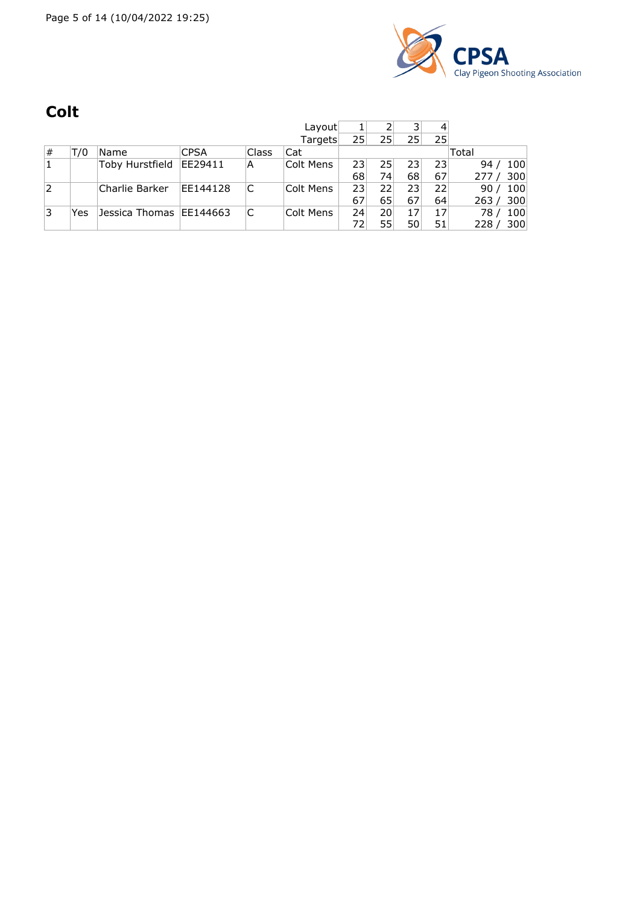## Colt

| # | T/0 | Name | CPSA | Class | Cat | Layout 1 | Layout 2 | Layout 3 | Layout 4 | Total |
|---|---|---|---|---|---|---|---|---|---|---|
| | | | | | Targets | 25 | 25 | 25 | 25 | |
| 1 | | Toby Hurstfield | EE29411 | A | Colt Mens | 23 | 25 | 23 | 23 | 94 / 100 |
| | | | | | | 68 | 74 | 68 | 67 | 277 / 300 |
| 2 | | Charlie Barker | EE144128 | C | Colt Mens | 23 | 22 | 23 | 22 | 90 / 100 |
| | | | | | | 67 | 65 | 67 | 64 | 263 / 300 |
| 3 | Yes | Jessica Thomas | EE144663 | C | Colt Mens | 24 | 20 | 17 | 17 | 78 / 100 |
| | | | | | | 72 | 55 | 50 | 51 | 228 / 300 |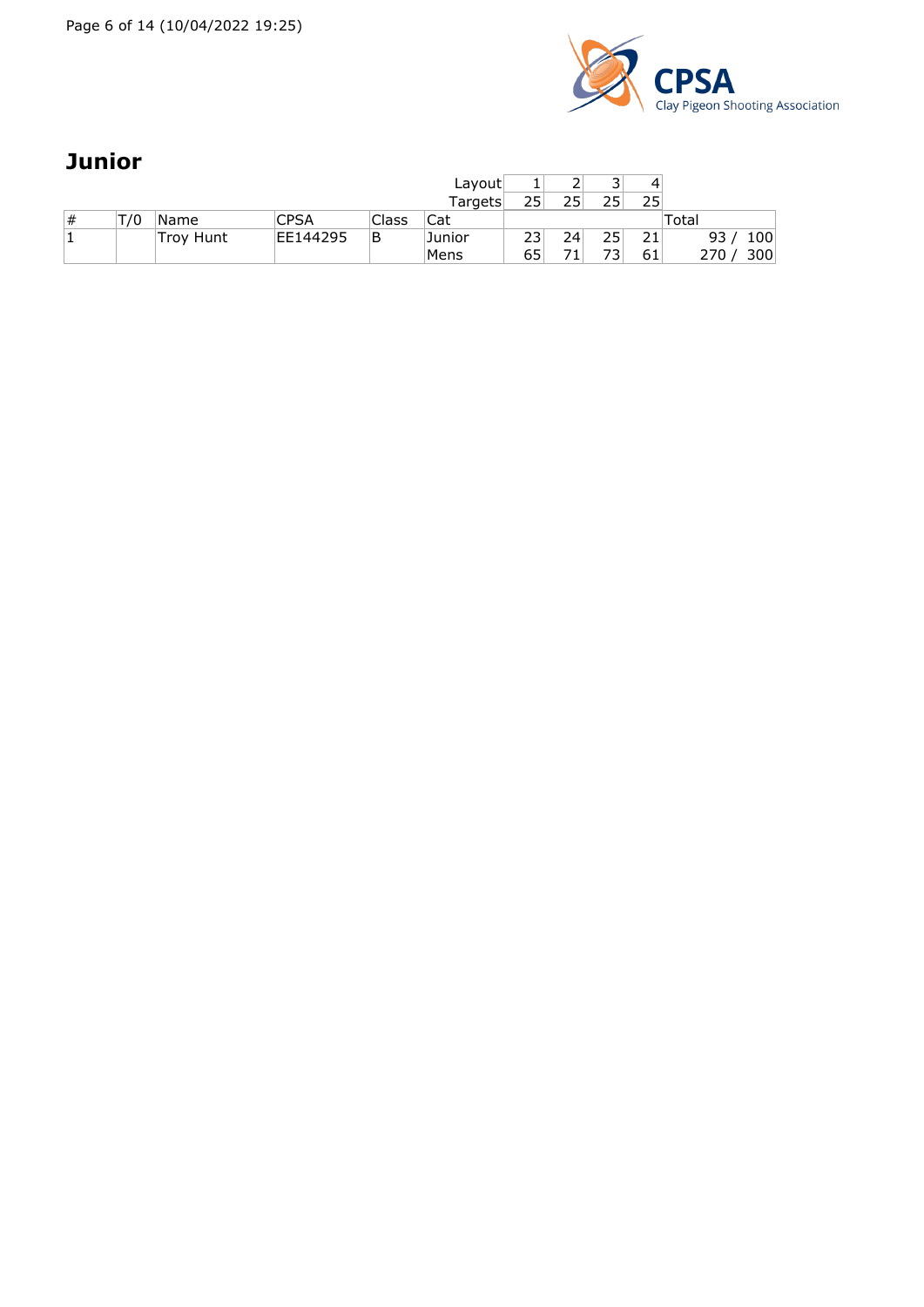## Junior

| # | T/0 | Name | CPSA | Class | Cat | 1 | 2 | 3 | 4 | Total |
|---|---|---|---|---|---|---|---|---|---|---|
| | | | | | Layout | 1 | 2 | 3 | 4 | |
| | | | | | Targets | 25 | 25 | 25 | 25 | |
| 1 | | Troy Hunt | EE144295 | B | Junior | 23 | 24 | 25 | 21 | 93 / 100 |
| | | | | | Mens | 65 | 71 | 73 | 61 | 270 / 300 |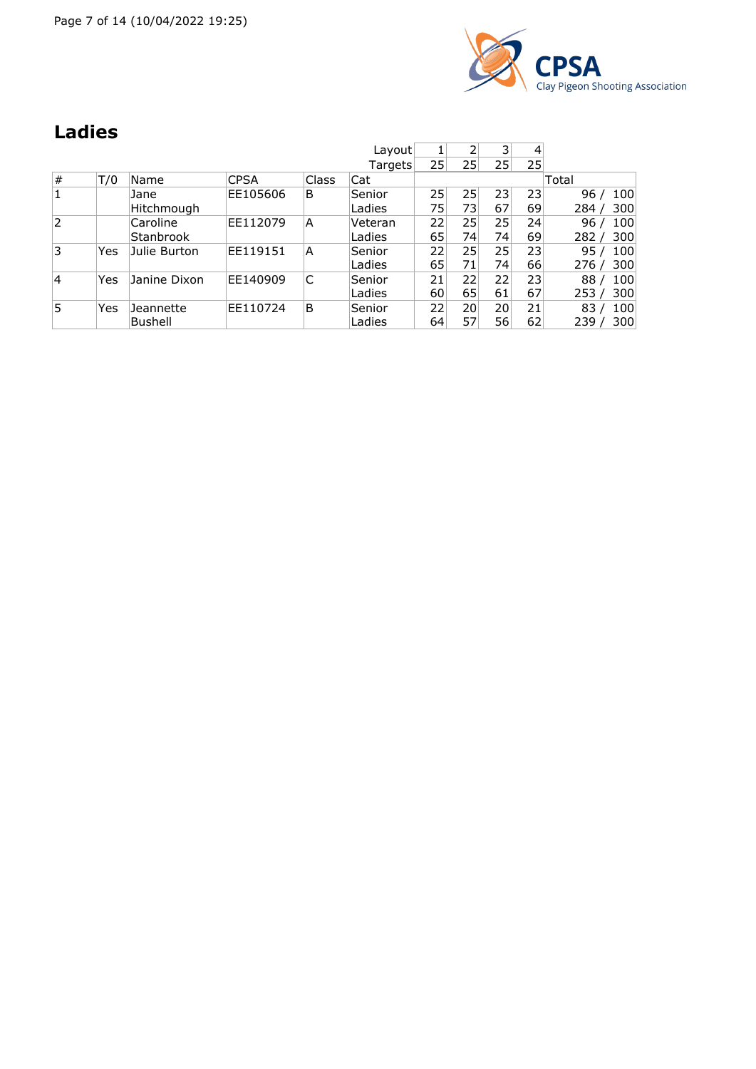## Ladies

| # | T/0 | Name | CPSA | Class | Cat | Layout 1 | Layout 2 | Layout 3 | Layout 4 | Total |
|---|---|---|---|---|---|---|---|---|---|---|
| | | | | | Targets | 25 | 25 | 25 | 25 | |
| 1 | | Jane Hitchmough | EE105606 | B | Senior Ladies | 25<br>75 | 25<br>73 | 23<br>67 | 23<br>69 | 96 / 100<br>284 / 300 |
| 2 | | Caroline Stanbrook | EE112079 | A | Veteran Ladies | 22<br>65 | 25<br>74 | 25<br>74 | 24<br>69 | 96 / 100<br>282 / 300 |
| 3 | Yes | Julie Burton | EE119151 | A | Senior Ladies | 22<br>65 | 25<br>71 | 25<br>74 | 23<br>66 | 95 / 100<br>276 / 300 |
| 4 | Yes | Janine Dixon | EE140909 | C | Senior Ladies | 21<br>60 | 22<br>65 | 22<br>61 | 23<br>67 | 88 / 100<br>253 / 300 |
| 5 | Yes | Jeannette Bushell | EE110724 | B | Senior Ladies | 22<br>64 | 20<br>57 | 20<br>56 | 21<br>62 | 83 / 100<br>239 / 300 |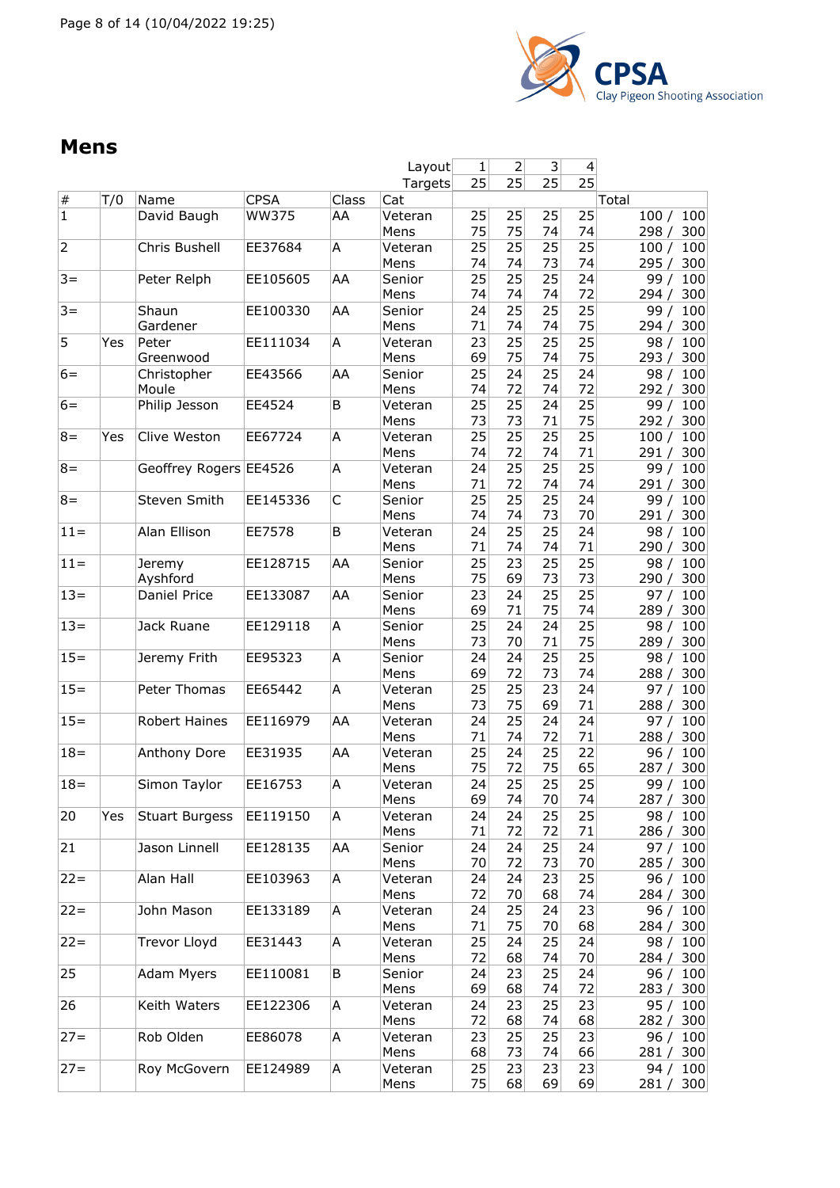## Mens

| # | T/0 | Name | CPSA | Class | Cat | 1 | 2 | 3 | 4 | Total |
|---|---|---|---|---|---|---|---|---|---|---|
| | | | | | Layout | 1 | 2 | 3 | 4 | |
| | | | | | Targets | 25 | 25 | 25 | 25 | |
| 1 | | David Baugh | WW375 | AA | Veteran Mens | 25<br>75 | 25<br>75 | 25<br>74 | 25<br>74 | 100 / 100<br>298 / 300 |
| 2 | | Chris Bushell | EE37684 | A | Veteran Mens | 25<br>74 | 25<br>74 | 25<br>73 | 25<br>74 | 100 / 100<br>295 / 300 |
| 3= | | Peter Relph | EE105605 | AA | Senior Mens | 25<br>74 | 25<br>74 | 25<br>74 | 24<br>72 | 99 / 100<br>294 / 300 |
| 3= | | Shaun Gardener | EE100330 | AA | Senior Mens | 24<br>71 | 25<br>74 | 25<br>74 | 25<br>75 | 99 / 100<br>294 / 300 |
| 5 | Yes | Peter Greenwood | EE111034 | A | Veteran Mens | 23<br>69 | 25<br>75 | 25<br>74 | 25<br>75 | 98 / 100<br>293 / 300 |
| 6= | | Christopher Moule | EE43566 | AA | Senior Mens | 25<br>74 | 24<br>72 | 25<br>74 | 24<br>72 | 98 / 100<br>292 / 300 |
| 6= | | Philip Jesson | EE4524 | B | Veteran Mens | 25<br>73 | 25<br>73 | 24<br>71 | 25<br>75 | 99 / 100<br>292 / 300 |
| 8= | Yes | Clive Weston | EE67724 | A | Veteran Mens | 25<br>74 | 25<br>72 | 25<br>74 | 25<br>71 | 100 / 100<br>291 / 300 |
| 8= | | Geoffrey Rogers | EE4526 | A | Veteran Mens | 24<br>71 | 25<br>72 | 25<br>74 | 25<br>74 | 99 / 100<br>291 / 300 |
| 8= | | Steven Smith | EE145336 | C | Senior Mens | 25<br>74 | 25<br>74 | 25<br>73 | 24<br>70 | 99 / 100<br>291 / 300 |
| 11= | | Alan Ellison | EE7578 | B | Veteran Mens | 24<br>71 | 25<br>74 | 25<br>74 | 24<br>71 | 98 / 100<br>290 / 300 |
| 11= | | Jeremy Ayshford | EE128715 | AA | Senior Mens | 25<br>75 | 23<br>69 | 25<br>73 | 25<br>73 | 98 / 100<br>290 / 300 |
| 13= | | Daniel Price | EE133087 | AA | Senior Mens | 23<br>69 | 24<br>71 | 25<br>75 | 25<br>74 | 97 / 100<br>289 / 300 |
| 13= | | Jack Ruane | EE129118 | A | Senior Mens | 25<br>73 | 24<br>70 | 24<br>71 | 25<br>75 | 98 / 100<br>289 / 300 |
| 15= | | Jeremy Frith | EE95323 | A | Senior Mens | 24<br>69 | 24<br>72 | 25<br>73 | 25<br>74 | 98 / 100<br>288 / 300 |
| 15= | | Peter Thomas | EE65442 | A | Veteran Mens | 25<br>73 | 25<br>75 | 23<br>69 | 24<br>71 | 97 / 100<br>288 / 300 |
| 15= | | Robert Haines | EE116979 | AA | Veteran Mens | 24<br>71 | 25<br>74 | 24<br>72 | 24<br>71 | 97 / 100<br>288 / 300 |
| 18= | | Anthony Dore | EE31935 | AA | Veteran Mens | 25<br>75 | 24<br>72 | 25<br>75 | 22<br>65 | 96 / 100<br>287 / 300 |
| 18= | | Simon Taylor | EE16753 | A | Veteran Mens | 24<br>69 | 25<br>74 | 25<br>70 | 25<br>74 | 99 / 100<br>287 / 300 |
| 20 | Yes | Stuart Burgess | EE119150 | A | Veteran Mens | 24<br>71 | 24<br>72 | 25<br>72 | 25<br>71 | 98 / 100<br>286 / 300 |
| 21 | | Jason Linnell | EE128135 | AA | Senior Mens | 24<br>70 | 24<br>72 | 25<br>73 | 24<br>70 | 97 / 100<br>285 / 300 |
| 22= | | Alan Hall | EE103963 | A | Veteran Mens | 24<br>72 | 24<br>70 | 23<br>68 | 25<br>74 | 96 / 100<br>284 / 300 |
| 22= | | John Mason | EE133189 | A | Veteran Mens | 24<br>71 | 25<br>75 | 24<br>70 | 23<br>68 | 96 / 100<br>284 / 300 |
| 22= | | Trevor Lloyd | EE31443 | A | Veteran Mens | 25<br>72 | 24<br>68 | 25<br>74 | 24<br>70 | 98 / 100<br>284 / 300 |
| 25 | | Adam Myers | EE110081 | B | Senior Mens | 24<br>69 | 23<br>68 | 25<br>74 | 24<br>72 | 96 / 100<br>283 / 300 |
| 26 | | Keith Waters | EE122306 | A | Veteran Mens | 24<br>72 | 23<br>68 | 25<br>74 | 23<br>68 | 95 / 100<br>282 / 300 |
| 27= | | Rob Olden | EE86078 | A | Veteran Mens | 23<br>68 | 25<br>73 | 25<br>74 | 23<br>66 | 96 / 100<br>281 / 300 |
| 27= | | Roy McGovern | EE124989 | A | Veteran Mens | 25<br>75 | 23<br>68 | 23<br>69 | 23<br>69 | 94 / 100<br>281 / 300 |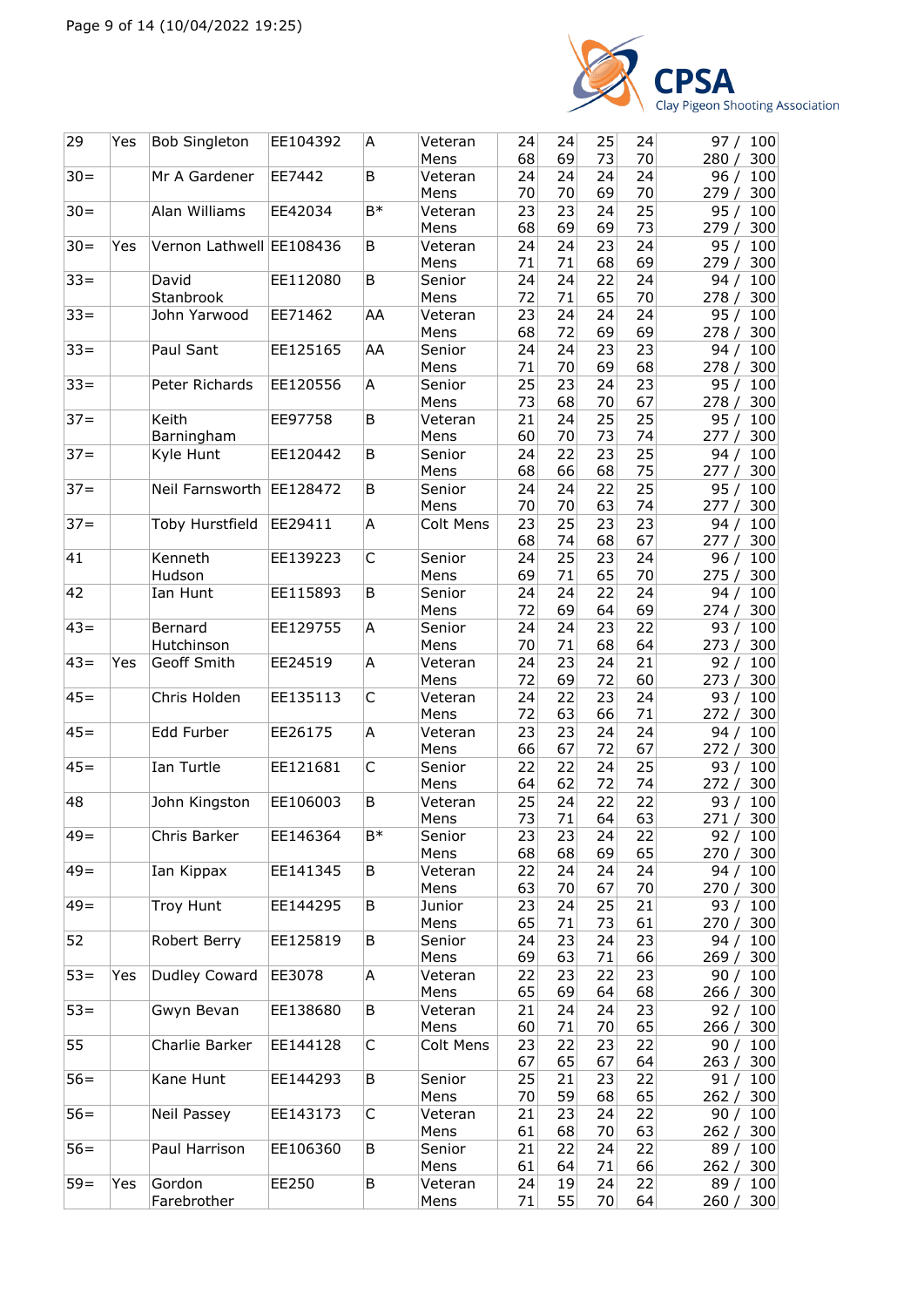| | | | | | | | | | | |
|---|---|---|---|---|---|---|---|---|---|---|
| 29 | Yes | Bob Singleton | EE104392 | A | Veteran Mens | 24<br>68 | 24<br>69 | 25<br>73 | 24<br>70 | 97 / 100<br>280 / 300 |
| 30= | | Mr A Gardener | EE7442 | B | Veteran Mens | 24<br>70 | 24<br>70 | 24<br>69 | 24<br>70 | 96 / 100<br>279 / 300 |
| 30= | | Alan Williams | EE42034 | B* | Veteran Mens | 23<br>68 | 23<br>69 | 24<br>69 | 25<br>73 | 95 / 100<br>279 / 300 |
| 30= | Yes | Vernon Lathwell | EE108436 | B | Veteran Mens | 24<br>71 | 24<br>71 | 23<br>68 | 24<br>69 | 95 / 100<br>279 / 300 |
| 33= | | David Stanbrook | EE112080 | B | Senior Mens | 24<br>72 | 24<br>71 | 22<br>65 | 24<br>70 | 94 / 100<br>278 / 300 |
| 33= | | John Yarwood | EE71462 | AA | Veteran Mens | 23<br>68 | 24<br>72 | 24<br>69 | 24<br>69 | 95 / 100<br>278 / 300 |
| 33= | | Paul Sant | EE125165 | AA | Senior Mens | 24<br>71 | 24<br>70 | 23<br>69 | 23<br>68 | 94 / 100<br>278 / 300 |
| 33= | | Peter Richards | EE120556 | A | Senior Mens | 25<br>73 | 23<br>68 | 24<br>70 | 23<br>67 | 95 / 100<br>278 / 300 |
| 37= | | Keith Barningham | EE97758 | B | Veteran Mens | 21<br>60 | 24<br>70 | 25<br>73 | 25<br>74 | 95 / 100<br>277 / 300 |
| 37= | | Kyle Hunt | EE120442 | B | Senior Mens | 24<br>68 | 22<br>66 | 23<br>68 | 25<br>75 | 94 / 100<br>277 / 300 |
| 37= | | Neil Farnsworth | EE128472 | B | Senior Mens | 24<br>70 | 24<br>70 | 22<br>63 | 25<br>74 | 95 / 100<br>277 / 300 |
| 37= | | Toby Hurstfield | EE29411 | A | Colt Mens | 23<br>68 | 25<br>74 | 23<br>68 | 23<br>67 | 94 / 100<br>277 / 300 |
| 41 | | Kenneth Hudson | EE139223 | C | Senior Mens | 24<br>69 | 25<br>71 | 23<br>65 | 24<br>70 | 96 / 100<br>275 / 300 |
| 42 | | Ian Hunt | EE115893 | B | Senior Mens | 24<br>72 | 24<br>69 | 22<br>64 | 24<br>69 | 94 / 100<br>274 / 300 |
| 43= | | Bernard Hutchinson | EE129755 | A | Senior Mens | 24<br>70 | 24<br>71 | 23<br>68 | 22<br>64 | 93 / 100<br>273 / 300 |
| 43= | Yes | Geoff Smith | EE24519 | A | Veteran Mens | 24<br>72 | 23<br>69 | 24<br>72 | 21<br>60 | 92 / 100<br>273 / 300 |
| 45= | | Chris Holden | EE135113 | C | Veteran Mens | 24<br>72 | 22<br>63 | 23<br>66 | 24<br>71 | 93 / 100<br>272 / 300 |
| 45= | | Edd Furber | EE26175 | A | Veteran Mens | 23<br>66 | 23<br>67 | 24<br>72 | 24<br>67 | 94 / 100<br>272 / 300 |
| 45= | | Ian Turtle | EE121681 | C | Senior Mens | 22<br>64 | 22<br>62 | 24<br>72 | 25<br>74 | 93 / 100<br>272 / 300 |
| 48 | | John Kingston | EE106003 | B | Veteran Mens | 25<br>73 | 24<br>71 | 22<br>64 | 22<br>63 | 93 / 100<br>271 / 300 |
| 49= | | Chris Barker | EE146364 | B* | Senior Mens | 23<br>68 | 23<br>68 | 24<br>69 | 22<br>65 | 92 / 100<br>270 / 300 |
| 49= | | Ian Kippax | EE141345 | B | Veteran Mens | 22<br>63 | 24<br>70 | 24<br>67 | 24<br>70 | 94 / 100<br>270 / 300 |
| 49= | | Troy Hunt | EE144295 | B | Junior Mens | 23<br>65 | 24<br>71 | 25<br>73 | 21<br>61 | 93 / 100<br>270 / 300 |
| 52 | | Robert Berry | EE125819 | B | Senior Mens | 24<br>69 | 23<br>63 | 24<br>71 | 23<br>66 | 94 / 100<br>269 / 300 |
| 53= | Yes | Dudley Coward | EE3078 | A | Veteran Mens | 22<br>65 | 23<br>69 | 22<br>64 | 23<br>68 | 90 / 100<br>266 / 300 |
| 53= | | Gwyn Bevan | EE138680 | B | Veteran Mens | 21<br>60 | 24<br>71 | 24<br>70 | 23<br>65 | 92 / 100<br>266 / 300 |
| 55 | | Charlie Barker | EE144128 | C | Colt Mens | 23<br>67 | 22<br>65 | 23<br>67 | 22<br>64 | 90 / 100<br>263 / 300 |
| 56= | | Kane Hunt | EE144293 | B | Senior Mens | 25<br>70 | 21<br>59 | 23<br>68 | 22<br>65 | 91 / 100<br>262 / 300 |
| 56= | | Neil Passey | EE143173 | C | Veteran Mens | 21<br>61 | 23<br>68 | 24<br>70 | 22<br>63 | 90 / 100<br>262 / 300 |
| 56= | | Paul Harrison | EE106360 | B | Senior Mens | 21<br>61 | 22<br>64 | 24<br>71 | 22<br>66 | 89 / 100<br>262 / 300 |
| 59= | Yes | Gordon Farebrother | EE250 | B | Veteran Mens | 24<br>71 | 19<br>55 | 24<br>70 | 22<br>64 | 89 / 100<br>260 / 300 |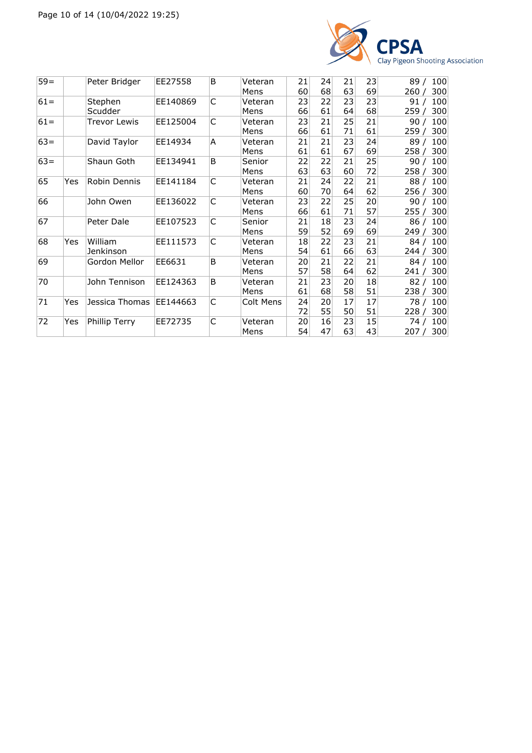| | | | | | | | | | | |
|---|---|---|---|---|---|---|---|---|---|---|
| 59= | | Peter Bridger | EE27558 | B | Veteran Mens | 21<br>60 | 24<br>68 | 21<br>63 | 23<br>69 | 89 / 100<br>260 / 300 |
| 61= | | Stephen Scudder | EE140869 | C | Veteran Mens | 23<br>66 | 22<br>61 | 23<br>64 | 23<br>68 | 91 / 100<br>259 / 300 |
| 61= | | Trevor Lewis | EE125004 | C | Veteran Mens | 23<br>66 | 21<br>61 | 25<br>71 | 21<br>61 | 90 / 100<br>259 / 300 |
| 63= | | David Taylor | EE14934 | A | Veteran Mens | 21<br>61 | 21<br>61 | 23<br>67 | 24<br>69 | 89 / 100<br>258 / 300 |
| 63= | | Shaun Goth | EE134941 | B | Senior Mens | 22<br>63 | 22<br>63 | 21<br>60 | 25<br>72 | 90 / 100<br>258 / 300 |
| 65 | Yes | Robin Dennis | EE141184 | C | Veteran Mens | 21<br>60 | 24<br>70 | 22<br>64 | 21<br>62 | 88 / 100<br>256 / 300 |
| 66 | | John Owen | EE136022 | C | Veteran Mens | 23<br>66 | 22<br>61 | 25<br>71 | 20<br>57 | 90 / 100<br>255 / 300 |
| 67 | | Peter Dale | EE107523 | C | Senior Mens | 21<br>59 | 18<br>52 | 23<br>69 | 24<br>69 | 86 / 100<br>249 / 300 |
| 68 | Yes | William Jenkinson | EE111573 | C | Veteran Mens | 18<br>54 | 22<br>61 | 23<br>66 | 21<br>63 | 84 / 100<br>244 / 300 |
| 69 | | Gordon Mellor | EE6631 | B | Veteran Mens | 20<br>57 | 21<br>58 | 22<br>64 | 21<br>62 | 84 / 100<br>241 / 300 |
| 70 | | John Tennison | EE124363 | B | Veteran Mens | 21<br>61 | 23<br>68 | 20<br>58 | 18<br>51 | 82 / 100<br>238 / 300 |
| 71 | Yes | Jessica Thomas | EE144663 | C | Colt Mens | 24<br>72 | 20<br>55 | 17<br>50 | 17<br>51 | 78 / 100<br>228 / 300 |
| 72 | Yes | Phillip Terry | EE72735 | C | Veteran Mens | 20<br>54 | 16<br>47 | 23<br>63 | 15<br>43 | 74 / 100<br>207 / 300 |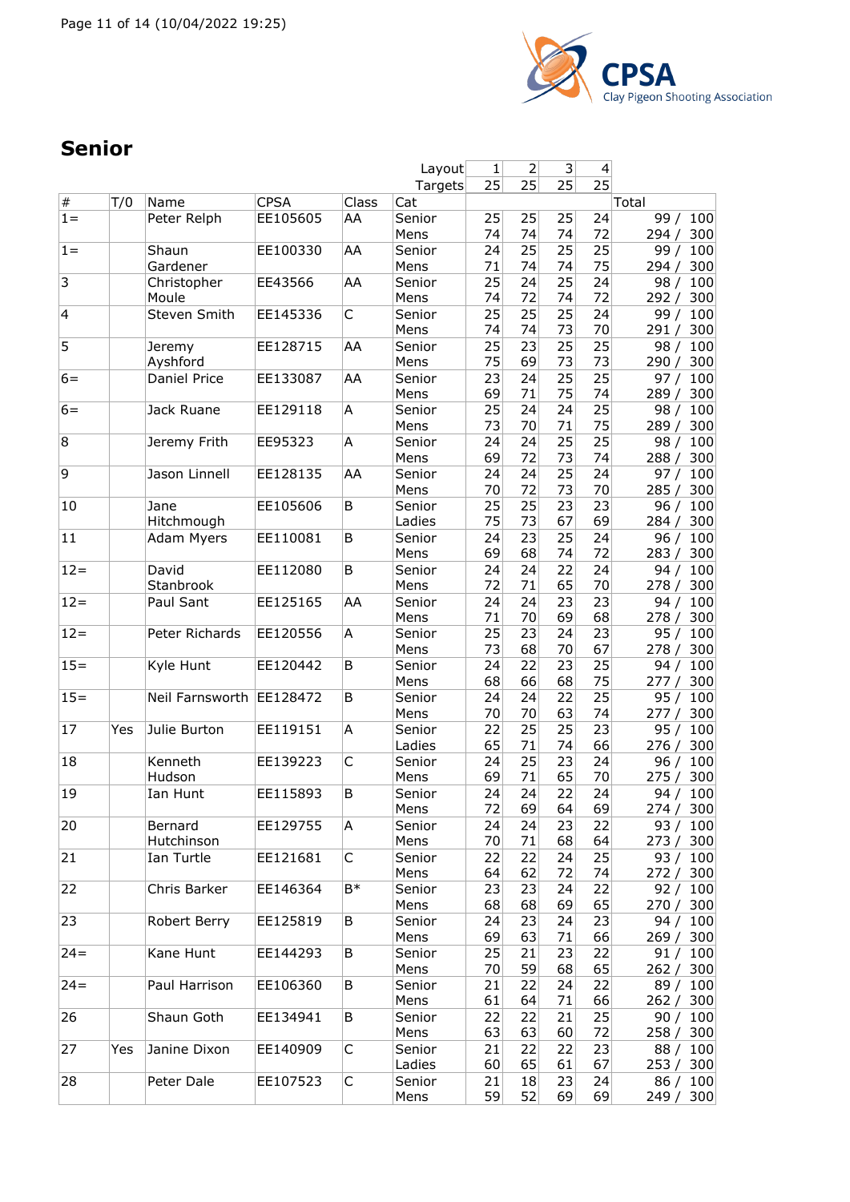## Senior

| # | T/O | Name | CPSA | Class | Cat | 1 | 2 | 3 | 4 | Total |
|---|---|---|---|---|---|---|---|---|---|---|
| | | | | | Layout | 1 | 2 | 3 | 4 | |
| | | | | | Targets | 25 | 25 | 25 | 25 | |
| 1= | | Peter Relph | EE105605 | AA | Senior Mens | 25 / 74 | 25 / 74 | 25 / 74 | 24 / 72 | 99 / 100 294 / 300 |
| 1= | | Shaun Gardener | EE100330 | AA | Senior Mens | 24 / 71 | 25 / 74 | 25 / 74 | 25 / 75 | 99 / 100 294 / 300 |
| 3 | | Christopher Moule | EE43566 | AA | Senior Mens | 25 / 74 | 24 / 72 | 25 / 74 | 24 / 72 | 98 / 100 292 / 300 |
| 4 | | Steven Smith | EE145336 | C | Senior Mens | 25 / 74 | 25 / 74 | 25 / 73 | 24 / 70 | 99 / 100 291 / 300 |
| 5 | | Jeremy Ayshford | EE128715 | AA | Senior Mens | 25 / 75 | 23 / 69 | 25 / 73 | 25 / 73 | 98 / 100 290 / 300 |
| 6= | | Daniel Price | EE133087 | AA | Senior Mens | 23 / 69 | 24 / 71 | 25 / 75 | 25 / 74 | 97 / 100 289 / 300 |
| 6= | | Jack Ruane | EE129118 | A | Senior Mens | 25 / 73 | 24 / 70 | 24 / 71 | 25 / 75 | 98 / 100 289 / 300 |
| 8 | | Jeremy Frith | EE95323 | A | Senior Mens | 24 / 69 | 24 / 72 | 25 / 73 | 25 / 74 | 98 / 100 288 / 300 |
| 9 | | Jason Linnell | EE128135 | AA | Senior Mens | 24 / 70 | 24 / 72 | 25 / 73 | 24 / 70 | 97 / 100 285 / 300 |
| 10 | | Jane Hitchmough | EE105606 | B | Senior Ladies | 25 / 75 | 25 / 73 | 23 / 67 | 23 / 69 | 96 / 100 284 / 300 |
| 11 | | Adam Myers | EE110081 | B | Senior Mens | 24 / 69 | 23 / 68 | 25 / 74 | 24 / 72 | 96 / 100 283 / 300 |
| 12= | | David Stanbrook | EE112080 | B | Senior Mens | 24 / 72 | 24 / 71 | 22 / 65 | 24 / 70 | 94 / 100 278 / 300 |
| 12= | | Paul Sant | EE125165 | AA | Senior Mens | 24 / 71 | 24 / 70 | 23 / 69 | 23 / 68 | 94 / 100 278 / 300 |
| 12= | | Peter Richards | EE120556 | A | Senior Mens | 25 / 73 | 23 / 68 | 24 / 70 | 23 / 67 | 95 / 100 278 / 300 |
| 15= | | Kyle Hunt | EE120442 | B | Senior Mens | 24 / 68 | 22 / 66 | 23 / 68 | 25 / 75 | 94 / 100 277 / 300 |
| 15= | | Neil Farnsworth | EE128472 | B | Senior Mens | 24 / 70 | 24 / 70 | 22 / 63 | 25 / 74 | 95 / 100 277 / 300 |
| 17 | Yes | Julie Burton | EE119151 | A | Senior Ladies | 22 / 65 | 25 / 71 | 25 / 74 | 23 / 66 | 95 / 100 276 / 300 |
| 18 | | Kenneth Hudson | EE139223 | C | Senior Mens | 24 / 69 | 25 / 71 | 23 / 65 | 24 / 70 | 96 / 100 275 / 300 |
| 19 | | Ian Hunt | EE115893 | B | Senior Mens | 24 / 72 | 24 / 69 | 22 / 64 | 24 / 69 | 94 / 100 274 / 300 |
| 20 | | Bernard Hutchinson | EE129755 | A | Senior Mens | 24 / 70 | 24 / 71 | 23 / 68 | 22 / 64 | 93 / 100 273 / 300 |
| 21 | | Ian Turtle | EE121681 | C | Senior Mens | 22 / 64 | 22 / 62 | 24 / 72 | 25 / 74 | 93 / 100 272 / 300 |
| 22 | | Chris Barker | EE146364 | B* | Senior Mens | 23 / 68 | 23 / 68 | 24 / 69 | 22 / 65 | 92 / 100 270 / 300 |
| 23 | | Robert Berry | EE125819 | B | Senior Mens | 24 / 69 | 23 / 63 | 24 / 71 | 23 / 66 | 94 / 100 269 / 300 |
| 24= | | Kane Hunt | EE144293 | B | Senior Mens | 25 / 70 | 21 / 59 | 23 / 68 | 22 / 65 | 91 / 100 262 / 300 |
| 24= | | Paul Harrison | EE106360 | B | Senior Mens | 21 / 61 | 22 / 64 | 24 / 71 | 22 / 66 | 89 / 100 262 / 300 |
| 26 | | Shaun Goth | EE134941 | B | Senior Mens | 22 / 63 | 22 / 63 | 21 / 60 | 25 / 72 | 90 / 100 258 / 300 |
| 27 | Yes | Janine Dixon | EE140909 | C | Senior Ladies | 21 / 60 | 22 / 65 | 22 / 61 | 23 / 67 | 88 / 100 253 / 300 |
| 28 | | Peter Dale | EE107523 | C | Senior Mens | 21 / 59 | 18 / 52 | 23 / 69 | 24 / 69 | 86 / 100 249 / 300 |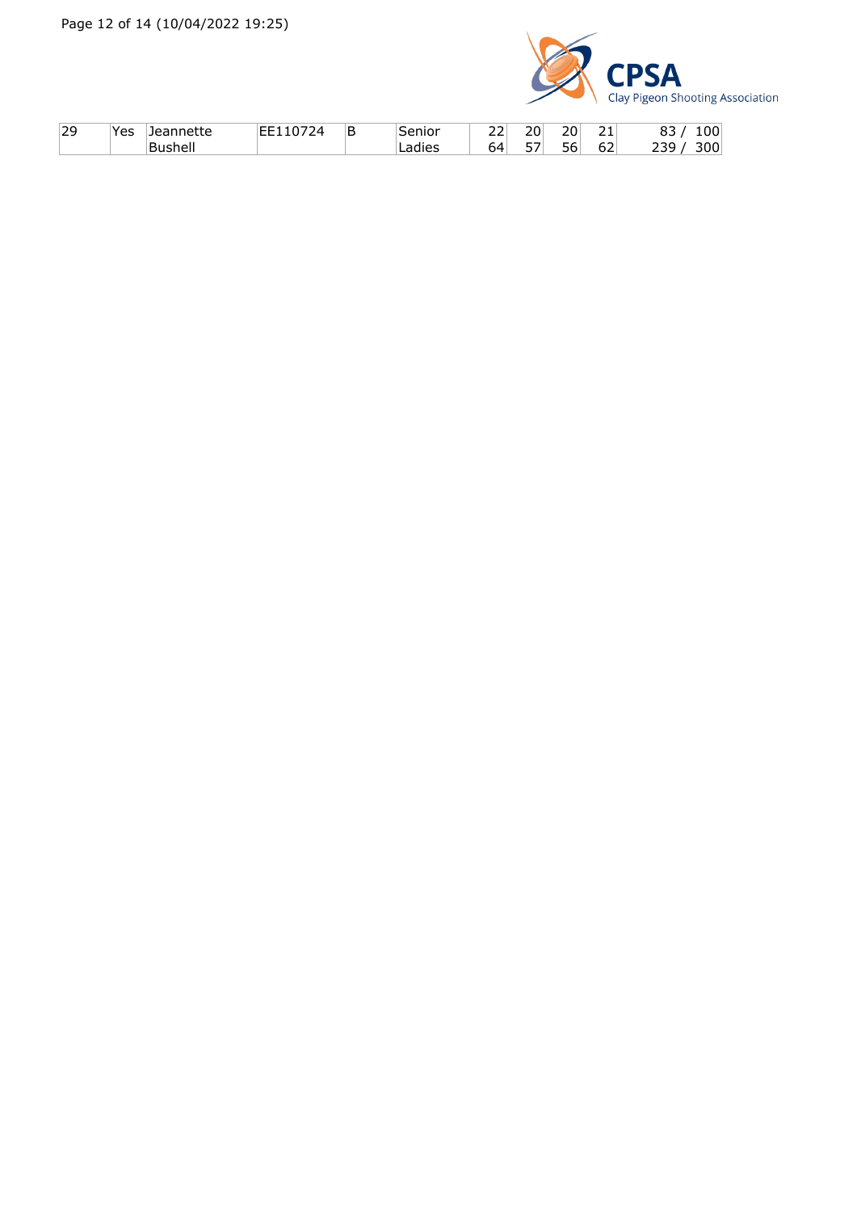| 29 | Yes | Jeannette Bushell | EE110724 | B | Senior Ladies | 22<br>64 | 20<br>57 | 20<br>56 | 21<br>62 | 83 / 100<br>239 / 300 |
|---|---|---|---|---|---|---|---|---|---|---|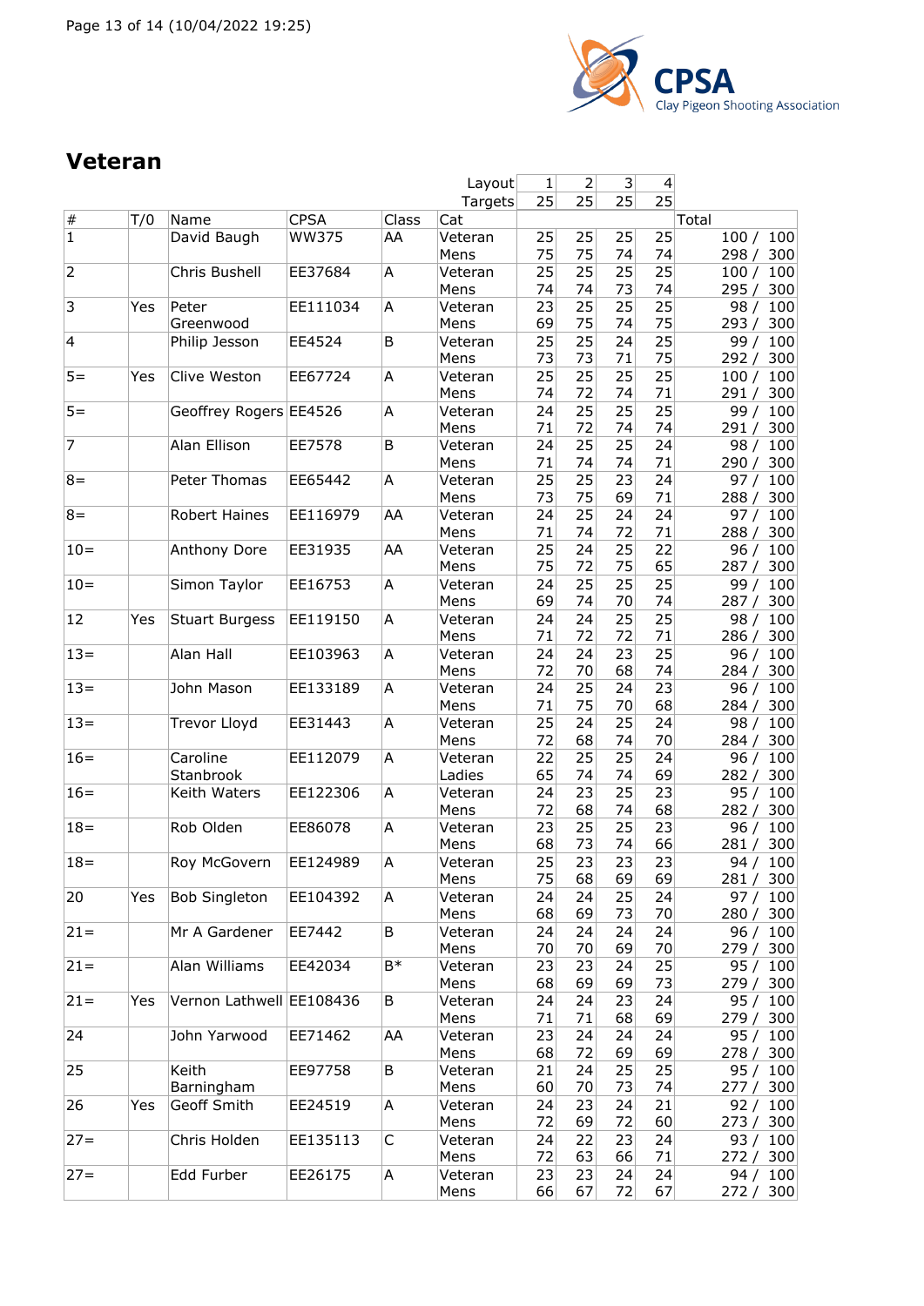## Veteran

| # | T/0 | Name | CPSA | Class | Cat | 1 | 2 | 3 | 4 | Total |
|---|---|---|---|---|---|---|---|---|---|---|
| | | | | | Layout | 1 | 2 | 3 | 4 | |
| | | | | | Targets | 25 | 25 | 25 | 25 | |
| 1 | | David Baugh | WW375 | AA | Veteran Mens | 25<br>75 | 25<br>75 | 25<br>74 | 25<br>74 | 100 / 100<br>298 / 300 |
| 2 | | Chris Bushell | EE37684 | A | Veteran Mens | 25<br>74 | 25<br>74 | 25<br>73 | 25<br>74 | 100 / 100<br>295 / 300 |
| 3 | Yes | Peter Greenwood | EE111034 | A | Veteran Mens | 23<br>69 | 25<br>75 | 25<br>74 | 25<br>75 | 98 / 100<br>293 / 300 |
| 4 | | Philip Jesson | EE4524 | B | Veteran Mens | 25<br>73 | 25<br>73 | 24<br>71 | 25<br>75 | 99 / 100<br>292 / 300 |
| 5= | Yes | Clive Weston | EE67724 | A | Veteran Mens | 25<br>74 | 25<br>72 | 25<br>74 | 25<br>71 | 100 / 100<br>291 / 300 |
| 5= | | Geoffrey Rogers | EE4526 | A | Veteran Mens | 24<br>71 | 25<br>72 | 25<br>74 | 25<br>74 | 99 / 100<br>291 / 300 |
| 7 | | Alan Ellison | EE7578 | B | Veteran Mens | 24<br>71 | 25<br>74 | 25<br>74 | 24<br>71 | 98 / 100<br>290 / 300 |
| 8= | | Peter Thomas | EE65442 | A | Veteran Mens | 25<br>73 | 25<br>75 | 23<br>69 | 24<br>71 | 97 / 100<br>288 / 300 |
| 8= | | Robert Haines | EE116979 | AA | Veteran Mens | 24<br>71 | 25<br>74 | 24<br>72 | 24<br>71 | 97 / 100<br>288 / 300 |
| 10= | | Anthony Dore | EE31935 | AA | Veteran Mens | 25<br>75 | 24<br>72 | 25<br>75 | 22<br>65 | 96 / 100<br>287 / 300 |
| 10= | | Simon Taylor | EE16753 | A | Veteran Mens | 24<br>69 | 25<br>74 | 25<br>70 | 25<br>74 | 99 / 100<br>287 / 300 |
| 12 | Yes | Stuart Burgess | EE119150 | A | Veteran Mens | 24<br>71 | 24<br>72 | 25<br>72 | 25<br>71 | 98 / 100<br>286 / 300 |
| 13= | | Alan Hall | EE103963 | A | Veteran Mens | 24<br>72 | 24<br>70 | 23<br>68 | 25<br>74 | 96 / 100<br>284 / 300 |
| 13= | | John Mason | EE133189 | A | Veteran Mens | 24<br>71 | 25<br>75 | 24<br>70 | 23<br>68 | 96 / 100<br>284 / 300 |
| 13= | | Trevor Lloyd | EE31443 | A | Veteran Mens | 25<br>72 | 24<br>68 | 25<br>74 | 24<br>70 | 98 / 100<br>284 / 300 |
| 16= | | Caroline Stanbrook | EE112079 | A | Veteran Ladies | 22<br>65 | 25<br>74 | 25<br>74 | 24<br>69 | 96 / 100<br>282 / 300 |
| 16= | | Keith Waters | EE122306 | A | Veteran Mens | 24<br>72 | 23<br>68 | 25<br>74 | 23<br>68 | 95 / 100<br>282 / 300 |
| 18= | | Rob Olden | EE86078 | A | Veteran Mens | 23<br>68 | 25<br>73 | 25<br>74 | 23<br>66 | 96 / 100<br>281 / 300 |
| 18= | | Roy McGovern | EE124989 | A | Veteran Mens | 25<br>75 | 23<br>68 | 23<br>69 | 23<br>69 | 94 / 100<br>281 / 300 |
| 20 | Yes | Bob Singleton | EE104392 | A | Veteran Mens | 24<br>68 | 24<br>69 | 25<br>73 | 24<br>70 | 97 / 100<br>280 / 300 |
| 21= | | Mr A Gardener | EE7442 | B | Veteran Mens | 24<br>70 | 24<br>70 | 24<br>69 | 24<br>70 | 96 / 100<br>279 / 300 |
| 21= | | Alan Williams | EE42034 | B* | Veteran Mens | 23<br>68 | 23<br>69 | 24<br>69 | 25<br>73 | 95 / 100<br>279 / 300 |
| 21= | Yes | Vernon Lathwell | EE108436 | B | Veteran Mens | 24<br>71 | 24<br>71 | 23<br>68 | 24<br>69 | 95 / 100<br>279 / 300 |
| 24 | | John Yarwood | EE71462 | AA | Veteran Mens | 23<br>68 | 24<br>72 | 24<br>69 | 24<br>69 | 95 / 100<br>278 / 300 |
| 25 | | Keith Barningham | EE97758 | B | Veteran Mens | 21<br>60 | 24<br>70 | 25<br>73 | 25<br>74 | 95 / 100<br>277 / 300 |
| 26 | Yes | Geoff Smith | EE24519 | A | Veteran Mens | 24<br>72 | 23<br>69 | 24<br>72 | 21<br>60 | 92 / 100<br>273 / 300 |
| 27= | | Chris Holden | EE135113 | C | Veteran Mens | 24<br>72 | 22<br>63 | 23<br>66 | 24<br>71 | 93 / 100<br>272 / 300 |
| 27= | | Edd Furber | EE26175 | A | Veteran Mens | 23<br>66 | 23<br>67 | 24<br>72 | 24<br>67 | 94 / 100<br>272 / 300 |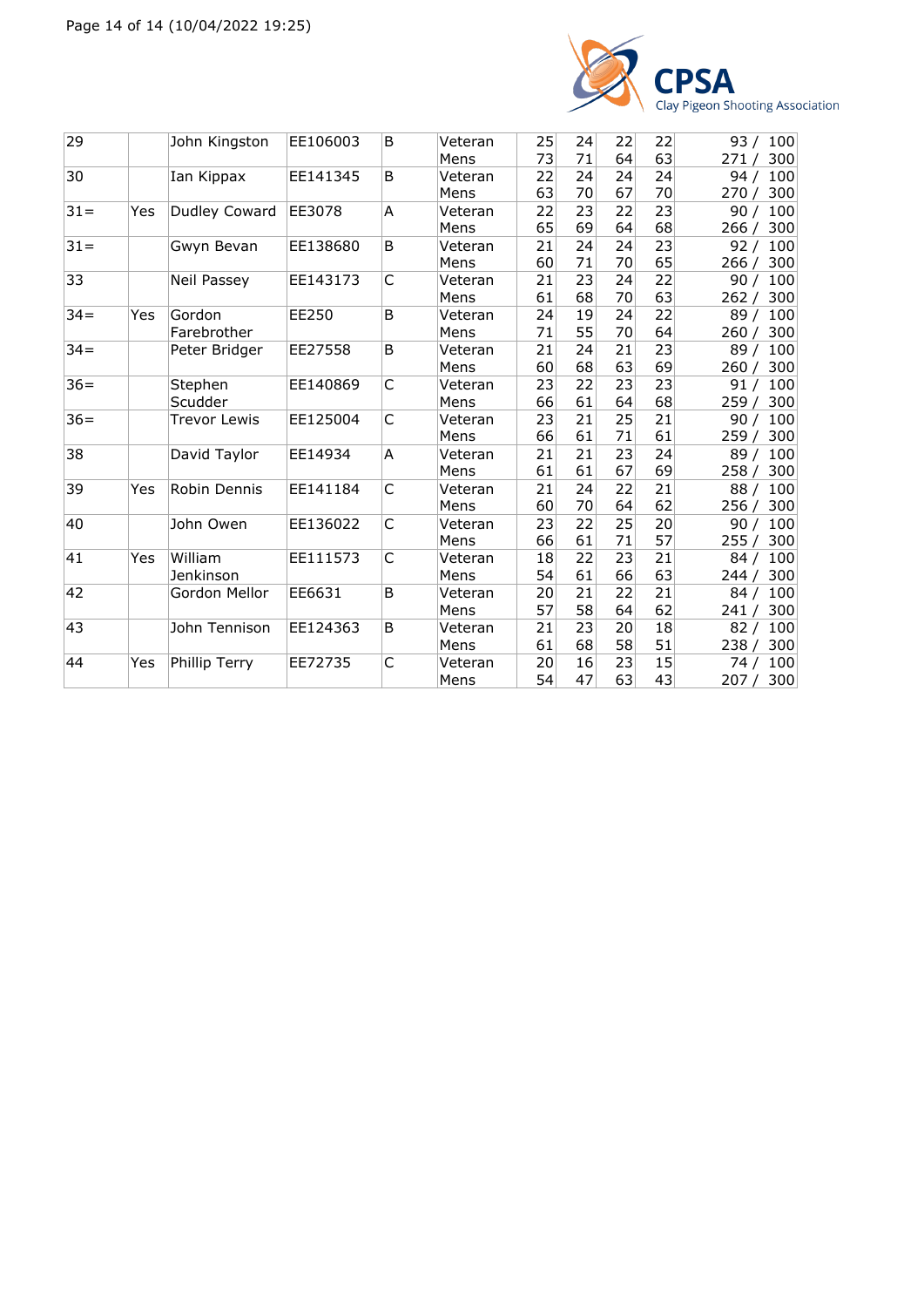| | | | | | | | | | | |
|---|---|---|---|---|---|---|---|---|---|---|
| 29 | | John Kingston | EE106003 | B | Veteran Mens | 25 73 | 24 71 | 22 64 | 22 63 | 93 / 100 271 / 300 |
| 30 | | Ian Kippax | EE141345 | B | Veteran Mens | 22 63 | 24 70 | 24 67 | 24 70 | 94 / 100 270 / 300 |
| 31= | Yes | Dudley Coward | EE3078 | A | Veteran Mens | 22 65 | 23 69 | 22 64 | 23 68 | 90 / 100 266 / 300 |
| 31= | | Gwyn Bevan | EE138680 | B | Veteran Mens | 21 60 | 24 71 | 24 70 | 23 65 | 92 / 100 266 / 300 |
| 33 | | Neil Passey | EE143173 | C | Veteran Mens | 21 61 | 23 68 | 24 70 | 22 63 | 90 / 100 262 / 300 |
| 34= | Yes | Gordon Farebrother | EE250 | B | Veteran Mens | 24 71 | 19 55 | 24 70 | 22 64 | 89 / 100 260 / 300 |
| 34= | | Peter Bridger | EE27558 | B | Veteran Mens | 21 60 | 24 68 | 21 63 | 23 69 | 89 / 100 260 / 300 |
| 36= | | Stephen Scudder | EE140869 | C | Veteran Mens | 23 66 | 22 61 | 23 64 | 23 68 | 91 / 100 259 / 300 |
| 36= | | Trevor Lewis | EE125004 | C | Veteran Mens | 23 66 | 21 61 | 25 71 | 21 61 | 90 / 100 259 / 300 |
| 38 | | David Taylor | EE14934 | A | Veteran Mens | 21 61 | 21 61 | 23 67 | 24 69 | 89 / 100 258 / 300 |
| 39 | Yes | Robin Dennis | EE141184 | C | Veteran Mens | 21 60 | 24 70 | 22 64 | 21 62 | 88 / 100 256 / 300 |
| 40 | | John Owen | EE136022 | C | Veteran Mens | 23 66 | 22 61 | 25 71 | 20 57 | 90 / 100 255 / 300 |
| 41 | Yes | William Jenkinson | EE111573 | C | Veteran Mens | 18 54 | 22 61 | 23 66 | 21 63 | 84 / 100 244 / 300 |
| 42 | | Gordon Mellor | EE6631 | B | Veteran Mens | 20 57 | 21 58 | 22 64 | 21 62 | 84 / 100 241 / 300 |
| 43 | | John Tennison | EE124363 | B | Veteran Mens | 21 61 | 23 68 | 20 58 | 18 51 | 82 / 100 238 / 300 |
| 44 | Yes | Phillip Terry | EE72735 | C | Veteran Mens | 20 54 | 16 47 | 23 63 | 15 43 | 74 / 100 207 / 300 |